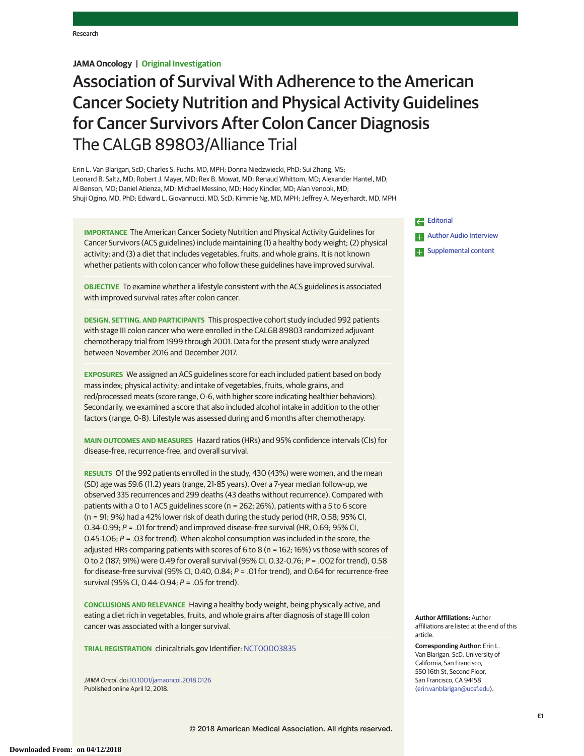Research

JAMA Oncology | Original Investigation

# Association of Survival With Adherence to the American Cancer Society Nutrition and Physical Activity Guidelines for Cancer Survivors After Colon Cancer Diagnosis

## The CALGB 89803/Alliance Trial

Erin L. Van Blarigan, ScD; Charles S. Fuchs, MD, MPH; Donna Niedzwiecki, PhD; Sui Zhang, MS; Leonard B. Saltz, MD; Robert J. Mayer, MD; Rex B. Mowat, MD; Renaud Whittom, MD; Alexander Hantel, MD; Al Benson, MD; Daniel Atienza, MD; Michael Messino, MD; Hedy Kindler, MD; Alan Venook, MD; Shuji Ogino, MD, PhD; Edward L. Giovannucci, MD, ScD; Kimmie Ng, MD, MPH; Jeffrey A. Meyerhardt, MD, MPH

**IMPORTANCE** The American Cancer Society Nutrition and Physical Activity Guidelines for Cancer Survivors (ACS guidelines) include maintaining (1) a healthy body weight; (2) physical activity; and (3) a diet that includes vegetables, fruits, and whole grains. It is not known whether patients with colon cancer who follow these guidelines have improved survival.

**OBJECTIVE** To examine whether a lifestyle consistent with the ACS guidelines is associated with improved survival rates after colon cancer.

**DESIGN, SETTING, AND PARTICIPANTS** This prospective cohort study included 992 patients with stage III colon cancer who were enrolled in the CALGB 89803 randomized adjuvant chemotherapy trial from 1999 through 2001. Data for the present study were analyzed between November 2016 and December 2017.

**EXPOSURES** We assigned an ACS guidelines score for each included patient based on body mass index; physical activity; and intake of vegetables, fruits, whole grains, and red/processed meats (score range, 0-6, with higher score indicating healthier behaviors). Secondarily, we examined a score that also included alcohol intake in addition to the other factors (range, 0-8). Lifestyle was assessed during and 6 months after chemotherapy.

**MAIN OUTCOMES AND MEASURES** Hazard ratios (HRs) and 95% confidence intervals (CIs) for disease-free, recurrence-free, and overall survival.

**RESULTS** Of the 992 patients enrolled in the study, 430 (43%) were women, and the mean (SD) age was 59.6 (11.2) years (range, 21-85 years). Over a 7-year median follow-up, we observed 335 recurrences and 299 deaths (43 deaths without recurrence). Compared with patients with a 0 to 1 ACS guidelines score (n = 262; 26%), patients with a 5 to 6 score (n = 91; 9%) had a 42% lower risk of death during the study period (HR, 0.58; 95% CI, 0.34-0.99; *P* = .01 for trend) and improved disease-free survival (HR, 0.69; 95% CI, 0.45-1.06; *P* = .03 for trend). When alcohol consumption was included in the score, the adjusted HRs comparing patients with scores of 6 to 8 (n = 162; 16%) vs those with scores of 0 to 2 (187; 91%) were 0.49 for overall survival (95% CI, 0.32-0.76; *P* = .002 for trend), 0.58 for disease-free survival (95% CI, 0.40, 0.84; *P* = .01 for trend), and 0.64 for recurrence-free survival (95% CI, 0.44-0.94; *P* = .05 for trend).

**CONCLUSIONS AND RELEVANCE** Having a healthy body weight, being physically active, and eating a diet rich in vegetables, fruits, and whole grains after diagnosis of stage III colon cancer was associated with a longer survival.

**TRIAL REGISTRATION** clinicaltrials.gov Identifier: NCT00003835

*JAMA Oncol*. doi:10.1001/jamaoncol.2018.0126
Published online April 12, 2018.

Editorial

Author Audio Interview

Supplemental content

**Author Affiliations:** Author affiliations are listed at the end of this article.

**Corresponding Author:** Erin L. Van Blarigan, ScD, University of California, San Francisco, 550 16th St, Second Floor, San Francisco, CA 94158 (erin.vanblarigan@ucsf.edu).

© 2018 American Medical Association. All rights reserved.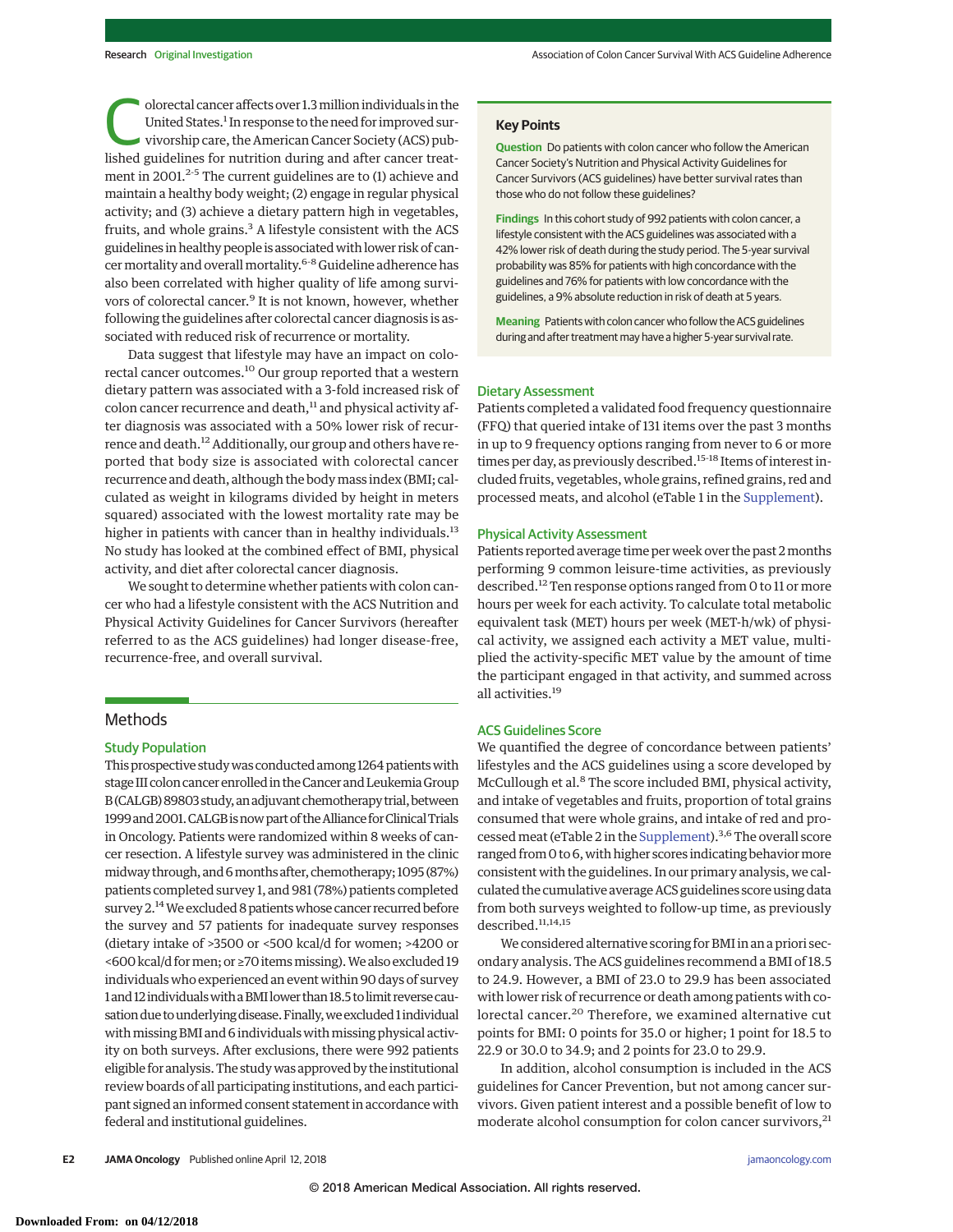Colorectal cancer affects over 1.3 million individuals in the United States.[1] In response to the need for improved survivorship care, the American Cancer Society (ACS) published guidelines for nutrition during and after cancer treatment in 2001.[2-5] The current guidelines are to (1) achieve and maintain a healthy body weight; (2) engage in regular physical activity; and (3) achieve a dietary pattern high in vegetables, fruits, and whole grains.[3] A lifestyle consistent with the ACS guidelines in healthy people is associated with lower risk of cancer mortality and overall mortality.[6-8] Guideline adherence has also been correlated with higher quality of life among survivors of colorectal cancer.[9] It is not known, however, whether following the guidelines after colorectal cancer diagnosis is associated with reduced risk of recurrence or mortality.

Data suggest that lifestyle may have an impact on colorectal cancer outcomes.[10] Our group reported that a western dietary pattern was associated with a 3-fold increased risk of colon cancer recurrence and death,[11] and physical activity after diagnosis was associated with a 50% lower risk of recurrence and death.[12] Additionally, our group and others have reported that body size is associated with colorectal cancer recurrence and death, although the body mass index (BMI; calculated as weight in kilograms divided by height in meters squared) associated with the lowest mortality rate may be higher in patients with cancer than in healthy individuals.[13] No study has looked at the combined effect of BMI, physical activity, and diet after colorectal cancer diagnosis.

We sought to determine whether patients with colon cancer who had a lifestyle consistent with the ACS Nutrition and Physical Activity Guidelines for Cancer Survivors (hereafter referred to as the ACS guidelines) had longer disease-free, recurrence-free, and overall survival.

## Key Points

**Question** Do patients with colon cancer who follow the American Cancer Society's Nutrition and Physical Activity Guidelines for Cancer Survivors (ACS guidelines) have better survival rates than those who do not follow these guidelines?

**Findings** In this cohort study of 992 patients with colon cancer, a lifestyle consistent with the ACS guidelines was associated with a 42% lower risk of death during the study period. The 5-year survival probability was 85% for patients with high concordance with the guidelines and 76% for patients with low concordance with the guidelines, a 9% absolute reduction in risk of death at 5 years.

**Meaning** Patients with colon cancer who follow the ACS guidelines during and after treatment may have a higher 5-year survival rate.

## Methods

### Study Population

This prospective study was conducted among 1264 patients with stage III colon cancer enrolled in the Cancer and Leukemia Group B (CALGB) 89803 study, an adjuvant chemotherapy trial, between 1999 and 2001. CALGB is now part of the Alliance for Clinical Trials in Oncology. Patients were randomized within 8 weeks of cancer resection. A lifestyle survey was administered in the clinic midway through, and 6 months after, chemotherapy; 1095 (87%) patients completed survey 1, and 981 (78%) patients completed survey 2.[14] We excluded 8 patients whose cancer recurred before the survey and 57 patients for inadequate survey responses (dietary intake of >3500 or <500 kcal/d for women; >4200 or <600 kcal/d for men; or ≥70 items missing). We also excluded 19 individuals who experienced an event within 90 days of survey 1 and 12 individuals with a BMI lower than 18.5 to limit reverse causation due to underlying disease. Finally, we excluded 1 individual with missing BMI and 6 individuals with missing physical activity on both surveys. After exclusions, there were 992 patients eligible for analysis. The study was approved by the institutional review boards of all participating institutions, and each participant signed an informed consent statement in accordance with federal and institutional guidelines.

### Dietary Assessment

Patients completed a validated food frequency questionnaire (FFQ) that queried intake of 131 items over the past 3 months in up to 9 frequency options ranging from never to 6 or more times per day, as previously described.[15-18] Items of interest included fruits, vegetables, whole grains, refined grains, red and processed meats, and alcohol (eTable 1 in the Supplement).

### Physical Activity Assessment

Patients reported average time per week over the past 2 months performing 9 common leisure-time activities, as previously described.[12] Ten response options ranged from 0 to 11 or more hours per week for each activity. To calculate total metabolic equivalent task (MET) hours per week (MET-h/wk) of physical activity, we assigned each activity a MET value, multiplied the activity-specific MET value by the amount of time the participant engaged in that activity, and summed across all activities.[19]

### ACS Guidelines Score

We quantified the degree of concordance between patients' lifestyles and the ACS guidelines using a score developed by McCullough et al.[8] The score included BMI, physical activity, and intake of vegetables and fruits, proportion of total grains consumed that were whole grains, and intake of red and processed meat (eTable 2 in the Supplement).[3,6] The overall score ranged from 0 to 6, with higher scores indicating behavior more consistent with the guidelines. In our primary analysis, we calculated the cumulative average ACS guidelines score using data from both surveys weighted to follow-up time, as previously described.[11,14,15]

We considered alternative scoring for BMI in an a priori secondary analysis. The ACS guidelines recommend a BMI of 18.5 to 24.9. However, a BMI of 23.0 to 29.9 has been associated with lower risk of recurrence or death among patients with colorectal cancer.[20] Therefore, we examined alternative cut points for BMI: 0 points for 35.0 or higher; 1 point for 18.5 to 22.9 or 30.0 to 34.9; and 2 points for 23.0 to 29.9.

In addition, alcohol consumption is included in the ACS guidelines for Cancer Prevention, but not among cancer survivors. Given patient interest and a possible benefit of low to moderate alcohol consumption for colon cancer survivors,[21]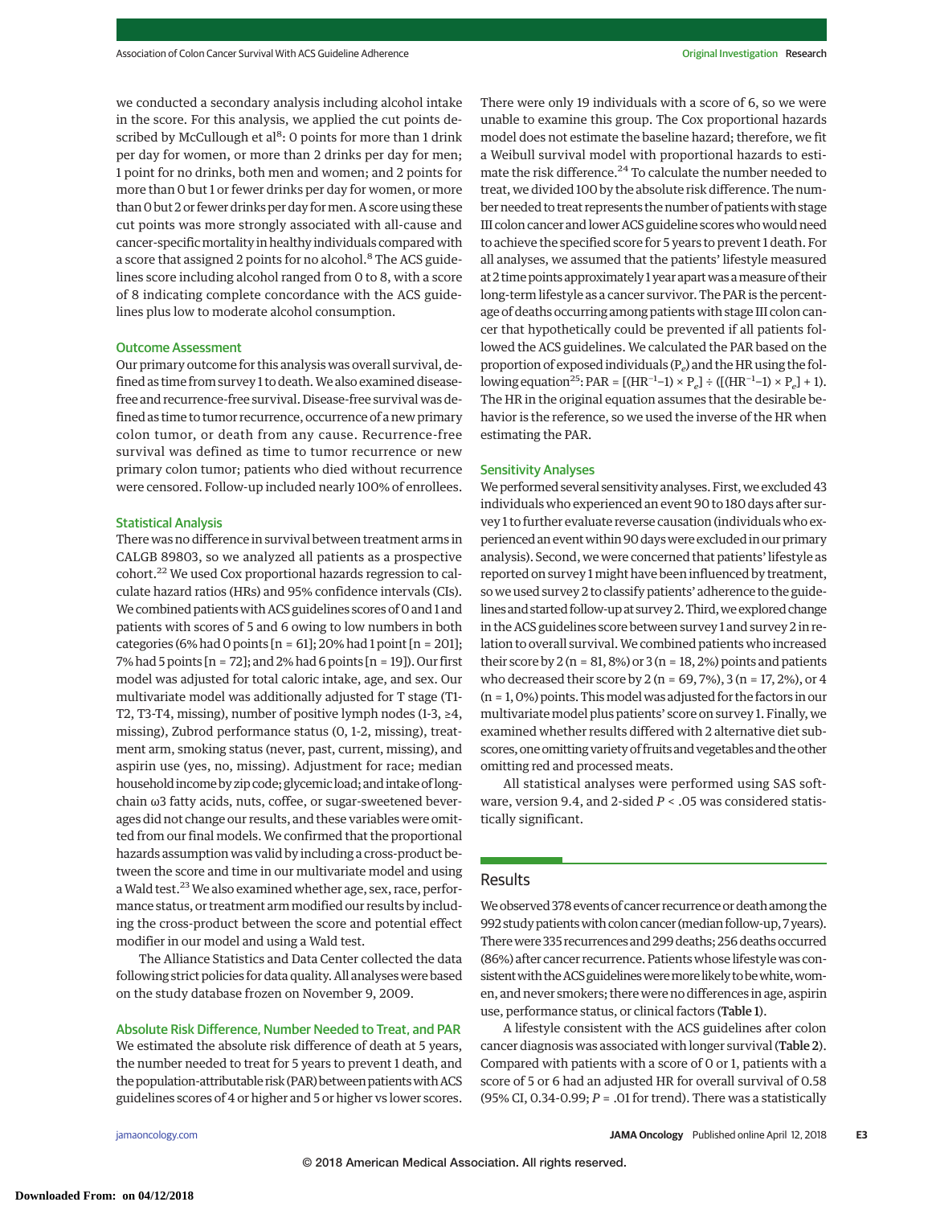we conducted a secondary analysis including alcohol intake in the score. For this analysis, we applied the cut points described by McCullough et al[8]: 0 points for more than 1 drink per day for women, or more than 2 drinks per day for men; 1 point for no drinks, both men and women; and 2 points for more than 0 but 1 or fewer drinks per day for women, or more than 0 but 2 or fewer drinks per day for men. A score using these cut points was more strongly associated with all-cause and cancer-specific mortality in healthy individuals compared with a score that assigned 2 points for no alcohol.[8] The ACS guidelines score including alcohol ranged from 0 to 8, with a score of 8 indicating complete concordance with the ACS guidelines plus low to moderate alcohol consumption.

### Outcome Assessment

Our primary outcome for this analysis was overall survival, defined as time from survey 1 to death. We also examined disease-free and recurrence-free survival. Disease-free survival was defined as time to tumor recurrence, occurrence of a new primary colon tumor, or death from any cause. Recurrence-free survival was defined as time to tumor recurrence or new primary colon tumor; patients who died without recurrence were censored. Follow-up included nearly 100% of enrollees.

### Statistical Analysis

There was no difference in survival between treatment arms in CALGB 89803, so we analyzed all patients as a prospective cohort.[22] We used Cox proportional hazards regression to calculate hazard ratios (HRs) and 95% confidence intervals (CIs). We combined patients with ACS guidelines scores of 0 and 1 and patients with scores of 5 and 6 owing to low numbers in both categories (6% had 0 points [n = 61]; 20% had 1 point [n = 201]; 7% had 5 points [n = 72]; and 2% had 6 points [n = 19]). Our first model was adjusted for total caloric intake, age, and sex. Our multivariate model was additionally adjusted for T stage (T1-T2, T3-T4, missing), number of positive lymph nodes (1-3, ≥4, missing), Zubrod performance status (0, 1-2, missing), treatment arm, smoking status (never, past, current, missing), and aspirin use (yes, no, missing). Adjustment for race; median household income by zip code; glycemic load; and intake of long-chain ω3 fatty acids, nuts, coffee, or sugar-sweetened beverages did not change our results, and these variables were omitted from our final models. We confirmed that the proportional hazards assumption was valid by including a cross-product between the score and time in our multivariate model and using a Wald test.[23] We also examined whether age, sex, race, performance status, or treatment arm modified our results by including the cross-product between the score and potential effect modifier in our model and using a Wald test.

The Alliance Statistics and Data Center collected the data following strict policies for data quality. All analyses were based on the study database frozen on November 9, 2009.

### Absolute Risk Difference, Number Needed to Treat, and PAR

We estimated the absolute risk difference of death at 5 years, the number needed to treat for 5 years to prevent 1 death, and the population-attributable risk (PAR) between patients with ACS guidelines scores of 4 or higher and 5 or higher vs lower scores. There were only 19 individuals with a score of 6, so we were unable to examine this group. The Cox proportional hazards model does not estimate the baseline hazard; therefore, we fit a Weibull survival model with proportional hazards to estimate the risk difference.[24] To calculate the number needed to treat, we divided 100 by the absolute risk difference. The number needed to treat represents the number of patients with stage III colon cancer and lower ACS guideline scores who would need to achieve the specified score for 5 years to prevent 1 death. For all analyses, we assumed that the patients' lifestyle measured at 2 time points approximately 1 year apart was a measure of their long-term lifestyle as a cancer survivor. The PAR is the percentage of deaths occurring among patients with stage III colon cancer that hypothetically could be prevented if all patients followed the ACS guidelines. We calculated the PAR based on the proportion of exposed individuals ($P_e$) and the HR using the following equation[25]: PAR = $[(HR^{-1}-1) \times P_e] \div ([(HR^{-1}-1) \times P_e] + 1)$. The HR in the original equation assumes that the desirable behavior is the reference, so we used the inverse of the HR when estimating the PAR.

### Sensitivity Analyses

We performed several sensitivity analyses. First, we excluded 43 individuals who experienced an event 90 to 180 days after survey 1 to further evaluate reverse causation (individuals who experienced an event within 90 days were excluded in our primary analysis). Second, we were concerned that patients' lifestyle as reported on survey 1 might have been influenced by treatment, so we used survey 2 to classify patients' adherence to the guidelines and started follow-up at survey 2. Third, we explored change in the ACS guidelines score between survey 1 and survey 2 in relation to overall survival. We combined patients who increased their score by 2 (n = 81, 8%) or 3 (n = 18, 2%) points and patients who decreased their score by 2 (n = 69, 7%), 3 (n = 17, 2%), or 4 (n = 1, 0%) points. This model was adjusted for the factors in our multivariate model plus patients' score on survey 1. Finally, we examined whether results differed with 2 alternative diet subscores, one omitting variety of fruits and vegetables and the other omitting red and processed meats.

All statistical analyses were performed using SAS software, version 9.4, and 2-sided $P < .05$ was considered statistically significant.

## Results

We observed 378 events of cancer recurrence or death among the 992 study patients with colon cancer (median follow-up, 7 years). There were 335 recurrences and 299 deaths; 256 deaths occurred (86%) after cancer recurrence. Patients whose lifestyle was consistent with the ACS guidelines were more likely to be white, women, and never smokers; there were no differences in age, aspirin use, performance status, or clinical factors (**Table 1**).

A lifestyle consistent with the ACS guidelines after colon cancer diagnosis was associated with longer survival (**Table 2**). Compared with patients with a score of 0 or 1, patients with a score of 5 or 6 had an adjusted HR for overall survival of 0.58 (95% CI, 0.34-0.99; $P$ = .01 for trend). There was a statistically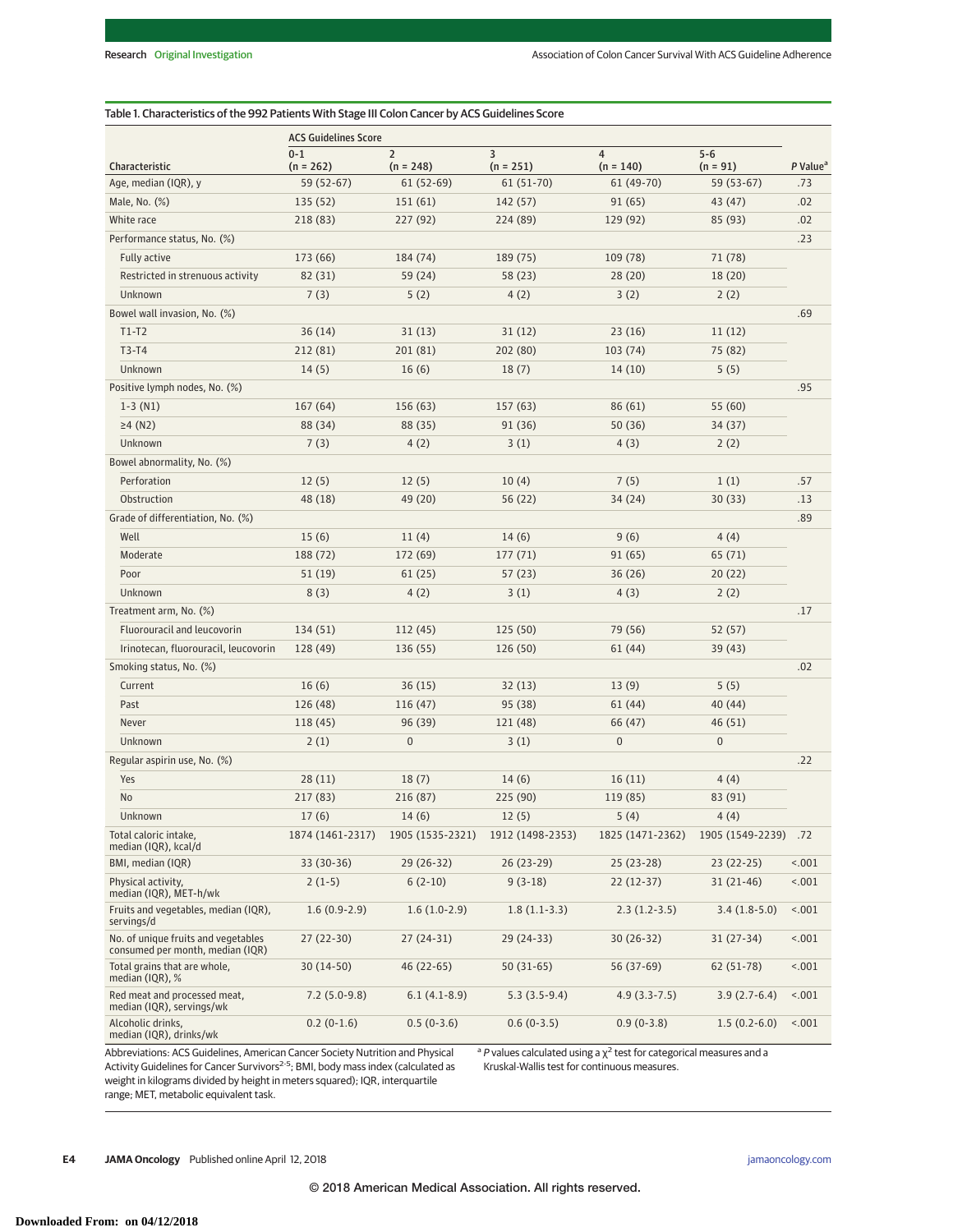Table 1. Characteristics of the 992 Patients With Stage III Colon Cancer by ACS Guidelines Score

| Characteristic | ACS Guidelines Score 0-1 (n = 262) | 2 (n = 248) | 3 (n = 251) | 4 (n = 140) | 5-6 (n = 91) | P Value[a] |
|---|---|---|---|---|---|---|
| Age, median (IQR), y | 59 (52-67) | 61 (52-69) | 61 (51-70) | 61 (49-70) | 59 (53-67) | .73 |
| Male, No. (%) | 135 (52) | 151 (61) | 142 (57) | 91 (65) | 43 (47) | .02 |
| White race | 218 (83) | 227 (92) | 224 (89) | 129 (92) | 85 (93) | .02 |
| Performance status, No. (%) | | | | | | .23 |
| Fully active | 173 (66) | 184 (74) | 189 (75) | 109 (78) | 71 (78) | |
| Restricted in strenuous activity | 82 (31) | 59 (24) | 58 (23) | 28 (20) | 18 (20) | |
| Unknown | 7 (3) | 5 (2) | 4 (2) | 3 (2) | 2 (2) | |
| Bowel wall invasion, No. (%) | | | | | | .69 |
| T1-T2 | 36 (14) | 31 (13) | 31 (12) | 23 (16) | 11 (12) | |
| T3-T4 | 212 (81) | 201 (81) | 202 (80) | 103 (74) | 75 (82) | |
| Unknown | 14 (5) | 16 (6) | 18 (7) | 14 (10) | 5 (5) | |
| Positive lymph nodes, No. (%) | | | | | | .95 |
| 1-3 (N1) | 167 (64) | 156 (63) | 157 (63) | 86 (61) | 55 (60) | |
| ≥4 (N2) | 88 (34) | 88 (35) | 91 (36) | 50 (36) | 34 (37) | |
| Unknown | 7 (3) | 4 (2) | 3 (1) | 4 (3) | 2 (2) | |
| Bowel abnormality, No. (%) | | | | | | |
| Perforation | 12 (5) | 12 (5) | 10 (4) | 7 (5) | 1 (1) | .57 |
| Obstruction | 48 (18) | 49 (20) | 56 (22) | 34 (24) | 30 (33) | .13 |
| Grade of differentiation, No. (%) | | | | | | .89 |
| Well | 15 (6) | 11 (4) | 14 (6) | 9 (6) | 4 (4) | |
| Moderate | 188 (72) | 172 (69) | 177 (71) | 91 (65) | 65 (71) | |
| Poor | 51 (19) | 61 (25) | 57 (23) | 36 (26) | 20 (22) | |
| Unknown | 8 (3) | 4 (2) | 3 (1) | 4 (3) | 2 (2) | |
| Treatment arm, No. (%) | | | | | | .17 |
| Fluorouracil and leucovorin | 134 (51) | 112 (45) | 125 (50) | 79 (56) | 52 (57) | |
| Irinotecan, fluorouracil, leucovorin | 128 (49) | 136 (55) | 126 (50) | 61 (44) | 39 (43) | |
| Smoking status, No. (%) | | | | | | .02 |
| Current | 16 (6) | 36 (15) | 32 (13) | 13 (9) | 5 (5) | |
| Past | 126 (48) | 116 (47) | 95 (38) | 61 (44) | 40 (44) | |
| Never | 118 (45) | 96 (39) | 121 (48) | 66 (47) | 46 (51) | |
| Unknown | 2 (1) | 0 | 3 (1) | 0 | 0 | |
| Regular aspirin use, No. (%) | | | | | | .22 |
| Yes | 28 (11) | 18 (7) | 14 (6) | 16 (11) | 4 (4) | |
| No | 217 (83) | 216 (87) | 225 (90) | 119 (85) | 83 (91) | |
| Unknown | 17 (6) | 14 (6) | 12 (5) | 5 (4) | 4 (4) | |
| Total caloric intake, median (IQR), kcal/d | 1874 (1461-2317) | 1905 (1535-2321) | 1912 (1498-2353) | 1825 (1471-2362) | 1905 (1549-2239) | .72 |
| BMI, median (IQR) | 33 (30-36) | 29 (26-32) | 26 (23-29) | 25 (23-28) | 23 (22-25) | <.001 |
| Physical activity, median (IQR), MET-h/wk | 2 (1-5) | 6 (2-10) | 9 (3-18) | 22 (12-37) | 31 (21-46) | <.001 |
| Fruits and vegetables, median (IQR), servings/d | 1.6 (0.9-2.9) | 1.6 (1.0-2.9) | 1.8 (1.1-3.3) | 2.3 (1.2-3.5) | 3.4 (1.8-5.0) | <.001 |
| No. of unique fruits and vegetables consumed per month, median (IQR) | 27 (22-30) | 27 (24-31) | 29 (24-33) | 30 (26-32) | 31 (27-34) | <.001 |
| Total grains that are whole, median (IQR), % | 30 (14-50) | 46 (22-65) | 50 (31-65) | 56 (37-69) | 62 (51-78) | <.001 |
| Red meat and processed meat, median (IQR), servings/wk | 7.2 (5.0-9.8) | 6.1 (4.1-8.9) | 5.3 (3.5-9.4) | 4.9 (3.3-7.5) | 3.9 (2.7-6.4) | <.001 |
| Alcoholic drinks, median (IQR), drinks/wk | 0.2 (0-1.6) | 0.5 (0-3.6) | 0.6 (0-3.5) | 0.9 (0-3.8) | 1.5 (0.2-6.0) | <.001 |

Abbreviations: ACS Guidelines, American Cancer Society Nutrition and Physical Activity Guidelines for Cancer Survivors[2-5]; BMI, body mass index (calculated as weight in kilograms divided by height in meters squared); IQR, interquartile range; MET, metabolic equivalent task.

[a] *P* values calculated using a $\chi^2$ test for categorical measures and a Kruskal-Wallis test for continuous measures.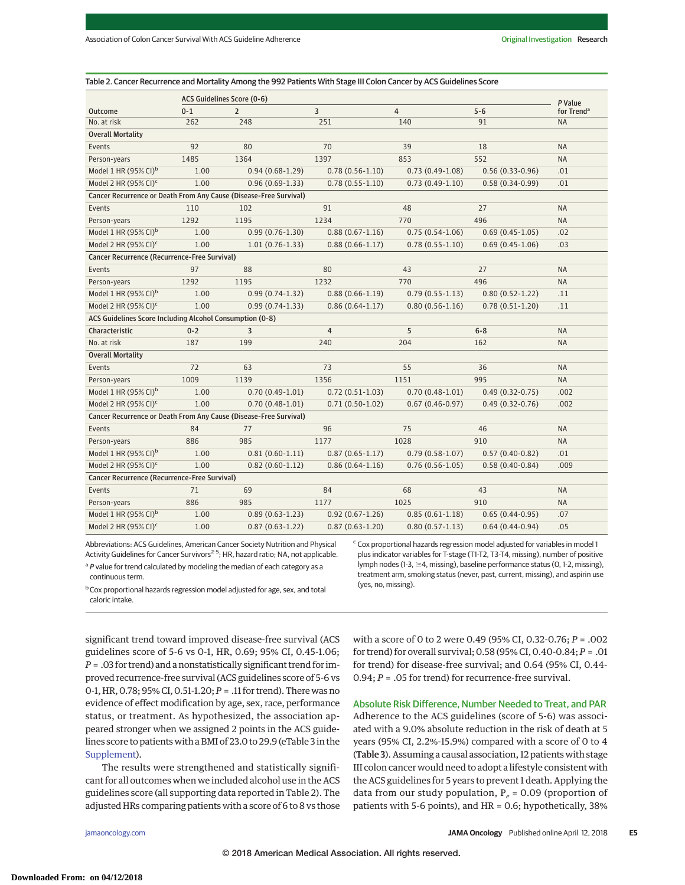Table 2. Cancer Recurrence and Mortality Among the 992 Patients With Stage III Colon Cancer by ACS Guidelines Score

| Outcome | ACS Guidelines Score (0-6) | | | | | *P* Value for Trend[a] |
|---|---|---|---|---|---|---|
| | 0-1 | 2 | 3 | 4 | 5-6 | |
| No. at risk | 262 | 248 | 251 | 140 | 91 | NA |
| **Overall Mortality** | | | | | | |
| Events | 92 | 80 | 70 | 39 | 18 | NA |
| Person-years | 1485 | 1364 | 1397 | 853 | 552 | NA |
| Model 1 HR (95% CI)[b] | 1.00 | 0.94 (0.68-1.29) | 0.78 (0.56-1.10) | 0.73 (0.49-1.08) | 0.56 (0.33-0.96) | .01 |
| Model 2 HR (95% CI)[c] | 1.00 | 0.96 (0.69-1.33) | 0.78 (0.55-1.10) | 0.73 (0.49-1.10) | 0.58 (0.34-0.99) | .01 |
| **Cancer Recurrence or Death From Any Cause (Disease-Free Survival)** | | | | | | |
| Events | 110 | 102 | 91 | 48 | 27 | NA |
| Person-years | 1292 | 1195 | 1234 | 770 | 496 | NA |
| Model 1 HR (95% CI)[b] | 1.00 | 0.99 (0.76-1.30) | 0.88 (0.67-1.16) | 0.75 (0.54-1.06) | 0.69 (0.45-1.05) | .02 |
| Model 2 HR (95% CI)[c] | 1.00 | 1.01 (0.76-1.33) | 0.88 (0.66-1.17) | 0.78 (0.55-1.10) | 0.69 (0.45-1.06) | .03 |
| **Cancer Recurrence (Recurrence-Free Survival)** | | | | | | |
| Events | 97 | 88 | 80 | 43 | 27 | NA |
| Person-years | 1292 | 1195 | 1232 | 770 | 496 | NA |
| Model 1 HR (95% CI)[b] | 1.00 | 0.99 (0.74-1.32) | 0.88 (0.66-1.19) | 0.79 (0.55-1.13) | 0.80 (0.52-1.22) | .11 |
| Model 2 HR (95% CI)[c] | 1.00 | 0.99 (0.74-1.33) | 0.86 (0.64-1.17) | 0.80 (0.56-1.16) | 0.78 (0.51-1.20) | .11 |
| **ACS Guidelines Score Including Alcohol Consumption (0-8)** | | | | | | |
| Characteristic | 0-2 | 3 | 4 | 5 | 6-8 | NA |
| No. at risk | 187 | 199 | 240 | 204 | 162 | NA |
| **Overall Mortality** | | | | | | |
| Events | 72 | 63 | 73 | 55 | 36 | NA |
| Person-years | 1009 | 1139 | 1356 | 1151 | 995 | NA |
| Model 1 HR (95% CI)[b] | 1.00 | 0.70 (0.49-1.01) | 0.72 (0.51-1.03) | 0.70 (0.48-1.01) | 0.49 (0.32-0.75) | .002 |
| Model 2 HR (95% CI)[c] | 1.00 | 0.70 (0.48-1.01) | 0.71 (0.50-1.02) | 0.67 (0.46-0.97) | 0.49 (0.32-0.76) | .002 |
| **Cancer Recurrence or Death From Any Cause (Disease-Free Survival)** | | | | | | |
| Events | 84 | 77 | 96 | 75 | 46 | NA |
| Person-years | 886 | 985 | 1177 | 1028 | 910 | NA |
| Model 1 HR (95% CI)[b] | 1.00 | 0.81 (0.60-1.11) | 0.87 (0.65-1.17) | 0.79 (0.58-1.07) | 0.57 (0.40-0.82) | .01 |
| Model 2 HR (95% CI)[c] | 1.00 | 0.82 (0.60-1.12) | 0.86 (0.64-1.16) | 0.76 (0.56-1.05) | 0.58 (0.40-0.84) | .009 |
| **Cancer Recurrence (Recurrence-Free Survival)** | | | | | | |
| Events | 71 | 69 | 84 | 68 | 43 | NA |
| Person-years | 886 | 985 | 1177 | 1025 | 910 | NA |
| Model 1 HR (95% CI)[b] | 1.00 | 0.89 (0.63-1.23) | 0.92 (0.67-1.26) | 0.85 (0.61-1.18) | 0.65 (0.44-0.95) | .07 |
| Model 2 HR (95% CI)[c] | 1.00 | 0.87 (0.63-1.22) | 0.87 (0.63-1.20) | 0.80 (0.57-1.13) | 0.64 (0.44-0.94) | .05 |

Abbreviations: ACS Guidelines, American Cancer Society Nutrition and Physical Activity Guidelines for Cancer Survivors[2-5]; HR, hazard ratio; NA, not applicable.

[a] *P* value for trend calculated by modeling the median of each category as a continuous term.

[b] Cox proportional hazards regression model adjusted for age, sex, and total caloric intake.

[c] Cox proportional hazards regression model adjusted for variables in model 1 plus indicator variables for T-stage (T1-T2, T3-T4, missing), number of positive lymph nodes (1-3, ≥4, missing), baseline performance status (0, 1-2, missing), treatment arm, smoking status (never, past, current, missing), and aspirin use (yes, no, missing).

significant trend toward improved disease-free survival (ACS guidelines score of 5-6 vs 0-1, HR, 0.69; 95% CI, 0.45-1.06; *P* = .03 for trend) and a nonstatistically significant trend for improved recurrence-free survival (ACS guidelines score of 5-6 vs 0-1, HR, 0.78; 95% CI, 0.51-1.20; *P* = .11 for trend). There was no evidence of effect modification by age, sex, race, performance status, or treatment. As hypothesized, the association appeared stronger when we assigned 2 points in the ACS guidelines score to patients with a BMI of 23.0 to 29.9 (eTable 3 in the Supplement).

The results were strengthened and statistically significant for all outcomes when we included alcohol use in the ACS guidelines score (all supporting data reported in Table 2). The adjusted HRs comparing patients with a score of 6 to 8 vs those with a score of 0 to 2 were 0.49 (95% CI, 0.32-0.76; *P* = .002 for trend) for overall survival; 0.58 (95% CI, 0.40-0.84; *P* = .01 for trend) for disease-free survival; and 0.64 (95% CI, 0.44-0.94; *P* = .05 for trend) for recurrence-free survival.

## Absolute Risk Difference, Number Needed to Treat, and PAR

Adherence to the ACS guidelines (score of 5-6) was associated with a 9.0% absolute reduction in the risk of death at 5 years (95% CI, 2.2%-15.9%) compared with a score of 0 to 4 (Table 3). Assuming a causal association, 12 patients with stage III colon cancer would need to adopt a lifestyle consistent with the ACS guidelines for 5 years to prevent 1 death. Applying the data from our study population, $P_e$ = 0.09 (proportion of patients with 5-6 points), and HR = 0.6; hypothetically, 38%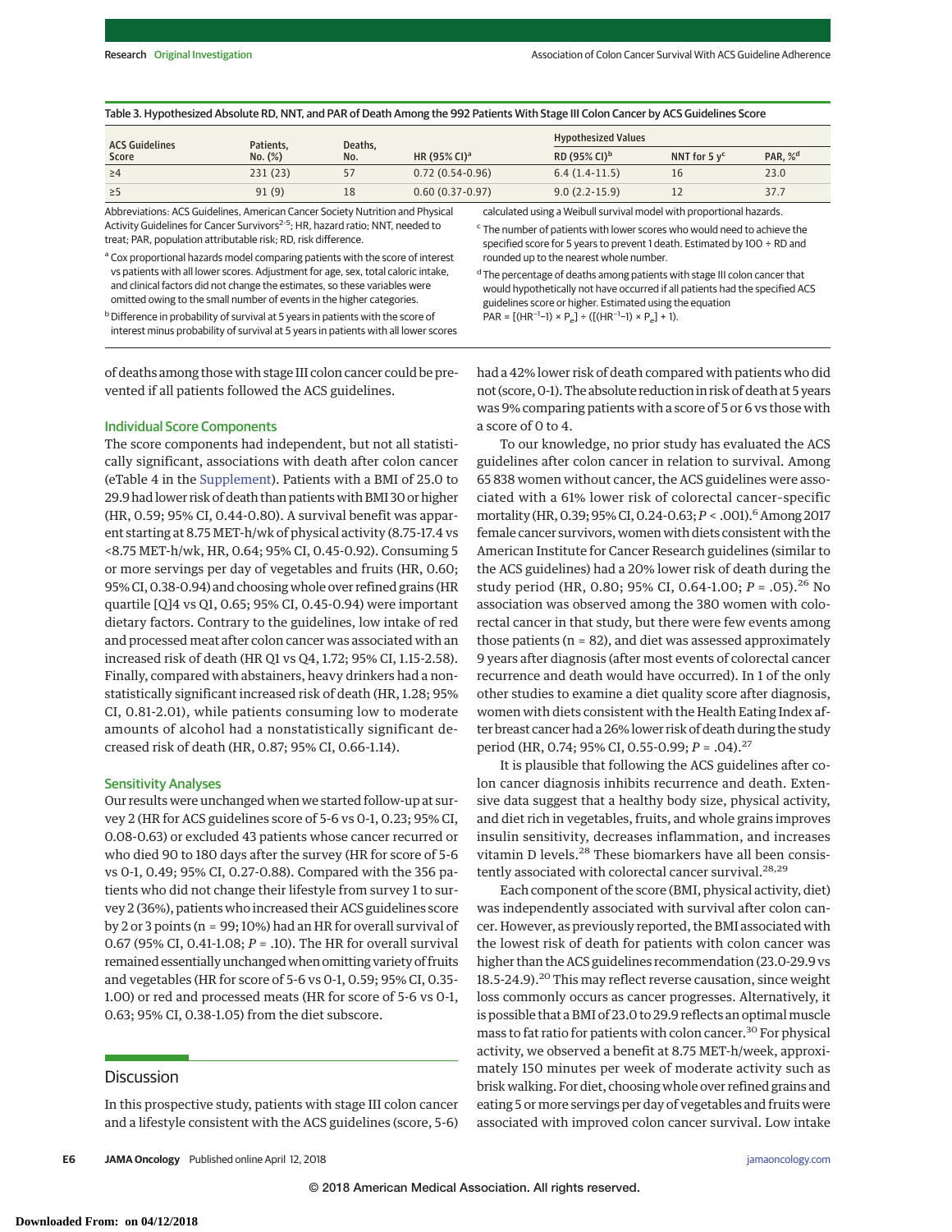Table 3. Hypothesized Absolute RD, NNT, and PAR of Death Among the 992 Patients With Stage III Colon Cancer by ACS Guidelines Score

| ACS Guidelines Score | Patients, No. (%) | Deaths, No. | HR (95% CI)[a] | Hypothesized Values | | |
|---|---|---|---|---|---|---|
| | | | | RD (95% CI)[b] | NNT for 5 y[c] | PAR, %[d] |
| ≥4 | 231 (23) | 57 | 0.72 (0.54-0.96) | 6.4 (1.4-11.5) | 16 | 23.0 |
| ≥5 | 91 (9) | 18 | 0.60 (0.37-0.97) | 9.0 (2.2-15.9) | 12 | 37.7 |

Abbreviations: ACS Guidelines, American Cancer Society Nutrition and Physical Activity Guidelines for Cancer Survivors[2-5]; HR, hazard ratio; NNT, needed to treat; PAR, population attributable risk; RD, risk difference.

[a] Cox proportional hazards model comparing patients with the score of interest vs patients with all lower scores. Adjustment for age, sex, total caloric intake, and clinical factors did not change the estimates, so these variables were omitted owing to the small number of events in the higher categories.

[b] Difference in probability of survival at 5 years in patients with the score of interest minus probability of survival at 5 years in patients with all lower scores calculated using a Weibull survival model with proportional hazards.

[c] The number of patients with lower scores who would need to achieve the specified score for 5 years to prevent 1 death. Estimated by 100 ÷ RD and rounded up to the nearest whole number.

[d] The percentage of deaths among patients with stage III colon cancer that would hypothetically not have occurred if all patients had the specified ACS guidelines score or higher. Estimated using the equation PAR = $[(HR^{-1}-1) \times P_e] \div ([(HR^{-1}-1) \times P_e] + 1)$.

of deaths among those with stage III colon cancer could be prevented if all patients followed the ACS guidelines.

### Individual Score Components

The score components had independent, but not all statistically significant, associations with death after colon cancer (eTable 4 in the Supplement). Patients with a BMI of 25.0 to 29.9 had lower risk of death than patients with BMI 30 or higher (HR, 0.59; 95% CI, 0.44-0.80). A survival benefit was apparent starting at 8.75 MET-h/wk of physical activity (8.75-17.4 vs <8.75 MET-h/wk, HR, 0.64; 95% CI, 0.45-0.92). Consuming 5 or more servings per day of vegetables and fruits (HR, 0.60; 95% CI, 0.38-0.94) and choosing whole over refined grains (HR quartile [Q]4 vs Q1, 0.65; 95% CI, 0.45-0.94) were important dietary factors. Contrary to the guidelines, low intake of red and processed meat after colon cancer was associated with an increased risk of death (HR Q1 vs Q4, 1.72; 95% CI, 1.15-2.58). Finally, compared with abstainers, heavy drinkers had a nonstatistically significant increased risk of death (HR, 1.28; 95% CI, 0.81-2.01), while patients consuming low to moderate amounts of alcohol had a nonstatistically significant decreased risk of death (HR, 0.87; 95% CI, 0.66-1.14).

### Sensitivity Analyses

Our results were unchanged when we started follow-up at survey 2 (HR for ACS guidelines score of 5-6 vs 0-1, 0.23; 95% CI, 0.08-0.63) or excluded 43 patients whose cancer recurred or who died 90 to 180 days after the survey (HR for score of 5-6 vs 0-1, 0.49; 95% CI, 0.27-0.88). Compared with the 356 patients who did not change their lifestyle from survey 1 to survey 2 (36%), patients who increased their ACS guidelines score by 2 or 3 points (n = 99; 10%) had an HR for overall survival of 0.67 (95% CI, 0.41-1.08; $P$ = .10). The HR for overall survival remained essentially unchanged when omitting variety of fruits and vegetables (HR for score of 5-6 vs 0-1, 0.59; 95% CI, 0.35-1.00) or red and processed meats (HR for score of 5-6 vs 0-1, 0.63; 95% CI, 0.38-1.05) from the diet subscore.

## Discussion

In this prospective study, patients with stage III colon cancer and a lifestyle consistent with the ACS guidelines (score, 5-6) had a 42% lower risk of death compared with patients who did not (score, 0-1). The absolute reduction in risk of death at 5 years was 9% comparing patients with a score of 5 or 6 vs those with a score of 0 to 4.

To our knowledge, no prior study has evaluated the ACS guidelines after colon cancer in relation to survival. Among 65 838 women without cancer, the ACS guidelines were associated with a 61% lower risk of colorectal cancer-specific mortality (HR, 0.39; 95% CI, 0.24-0.63; $P$ < .001).[6] Among 2017 female cancer survivors, women with diets consistent with the American Institute for Cancer Research guidelines (similar to the ACS guidelines) had a 20% lower risk of death during the study period (HR, 0.80; 95% CI, 0.64-1.00; $P$ = .05).[26] No association was observed among the 380 women with colorectal cancer in that study, but there were few events among those patients (n = 82), and diet was assessed approximately 9 years after diagnosis (after most events of colorectal cancer recurrence and death would have occurred). In 1 of the only other studies to examine a diet quality score after diagnosis, women with diets consistent with the Health Eating Index after breast cancer had a 26% lower risk of death during the study period (HR, 0.74; 95% CI, 0.55-0.99; $P$ = .04).[27]

It is plausible that following the ACS guidelines after colon cancer diagnosis inhibits recurrence and death. Extensive data suggest that a healthy body size, physical activity, and diet rich in vegetables, fruits, and whole grains improves insulin sensitivity, decreases inflammation, and increases vitamin D levels.[28] These biomarkers have all been consistently associated with colorectal cancer survival.[28,29]

Each component of the score (BMI, physical activity, diet) was independently associated with survival after colon cancer. However, as previously reported, the BMI associated with the lowest risk of death for patients with colon cancer was higher than the ACS guidelines recommendation (23.0-29.9 vs 18.5-24.9).[20] This may reflect reverse causation, since weight loss commonly occurs as cancer progresses. Alternatively, it is possible that a BMI of 23.0 to 29.9 reflects an optimal muscle mass to fat ratio for patients with colon cancer.[30] For physical activity, we observed a benefit at 8.75 MET-h/week, approximately 150 minutes per week of moderate activity such as brisk walking. For diet, choosing whole over refined grains and eating 5 or more servings per day of vegetables and fruits were associated with improved colon cancer survival. Low intake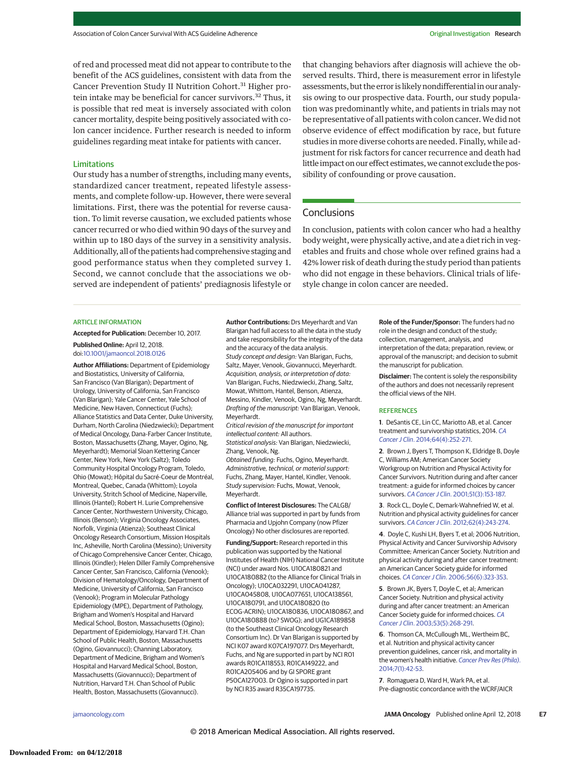of red and processed meat did not appear to contribute to the benefit of the ACS guidelines, consistent with data from the Cancer Prevention Study II Nutrition Cohort.[31] Higher protein intake may be beneficial for cancer survivors.[32] Thus, it is possible that red meat is inversely associated with colon cancer mortality, despite being positively associated with colon cancer incidence. Further research is needed to inform guidelines regarding meat intake for patients with cancer.

### Limitations

Our study has a number of strengths, including many events, standardized cancer treatment, repeated lifestyle assessments, and complete follow-up. However, there were several limitations. First, there was the potential for reverse causation. To limit reverse causation, we excluded patients whose cancer recurred or who died within 90 days of the survey and within up to 180 days of the survey in a sensitivity analysis. Additionally, all of the patients had comprehensive staging and good performance status when they completed survey 1. Second, we cannot conclude that the associations we observed are independent of patients' prediagnosis lifestyle or that changing behaviors after diagnosis will achieve the observed results. Third, there is measurement error in lifestyle assessments, but the error is likely nondifferential in our analysis owing to our prospective data. Fourth, our study population was predominantly white, and patients in trials may not be representative of all patients with colon cancer. We did not observe evidence of effect modification by race, but future studies in more diverse cohorts are needed. Finally, while adjustment for risk factors for cancer recurrence and death had little impact on our effect estimates, we cannot exclude the possibility of confounding or prove causation.

## Conclusions

In conclusion, patients with colon cancer who had a healthy body weight, were physically active, and ate a diet rich in vegetables and fruits and chose whole over refined grains had a 42% lower risk of death during the study period than patients who did not engage in these behaviors. Clinical trials of lifestyle change in colon cancer are needed.

### ARTICLE INFORMATION

**Accepted for Publication:** December 10, 2017.

**Published Online:** April 12, 2018. doi:10.1001/jamaoncol.2018.0126

**Author Affiliations:** Department of Epidemiology and Biostatistics, University of California, San Francisco (Van Blarigan); Department of Urology, University of California, San Francisco (Van Blarigan); Yale Cancer Center, Yale School of Medicine, New Haven, Connecticut (Fuchs); Alliance Statistics and Data Center, Duke University, Durham, North Carolina (Niedzwiecki); Department of Medical Oncology, Dana-Farber Cancer Institute, Boston, Massachusetts (Zhang, Mayer, Ogino, Ng, Meyerhardt); Memorial Sloan Kettering Cancer Center, New York, New York (Saltz); Toledo Community Hospital Oncology Program, Toledo, Ohio (Mowat); Hôpital du Sacré-Coeur de Montréal, Montreal, Quebec, Canada (Whittom); Loyola University, Stritch School of Medicine, Naperville, Illinois (Hantel); Robert H. Lurie Comprehensive Cancer Center, Northwestern University, Chicago, Illinois (Benson); Virginia Oncology Associates, Norfolk, Virginia (Atienza); Southeast Clinical Oncology Research Consortium, Mission Hospitals Inc, Asheville, North Carolina (Messino); University of Chicago Comprehensive Cancer Center, Chicago, Illinois (Kindler); Helen Diller Family Comprehensive Cancer Center, San Francisco, California (Venook); Division of Hematology/Oncology, Department of Medicine, University of California, San Francisco (Venook); Program in Molecular Pathology Epidemiology (MPE), Department of Pathology, Brigham and Women's Hospital and Harvard Medical School, Boston, Massachusetts (Ogino); Department of Epidemiology, Harvard T.H. Chan School of Public Health, Boston, Massachusetts (Ogino, Giovannucci); Channing Laboratory, Department of Medicine, Brigham and Women's Hospital and Harvard Medical School, Boston, Massachusetts (Giovannucci); Department of Nutrition, Harvard T.H. Chan School of Public Health, Boston, Massachusetts (Giovannucci).

**Author Contributions:** Drs Meyerhardt and Van Blarigan had full access to all the data in the study and take responsibility for the integrity of the data and the accuracy of the data analysis.
*Study concept and design:* Van Blarigan, Fuchs, Saltz, Mayer, Venook, Giovannucci, Meyerhardt.
*Acquisition, analysis, or interpretation of data:* Van Blarigan, Fuchs, Niedzwiecki, Zhang, Saltz, Mowat, Whittom, Hantel, Benson, Atienza, Messino, Kindler, Venook, Ogino, Ng, Meyerhardt.
*Drafting of the manuscript:* Van Blarigan, Venook, Meyerhardt.
*Critical revision of the manuscript for important intellectual content:* All authors.
*Statistical analysis:* Van Blarigan, Niedzwiecki, Zhang, Venook, Ng.
*Obtained funding:* Fuchs, Ogino, Meyerhardt.
*Administrative, technical, or material support:* Fuchs, Zhang, Mayer, Hantel, Kindler, Venook.
*Study supervision:* Fuchs, Mowat, Venook, Meyerhardt.

**Conflict of Interest Disclosures:** The CALGB/Alliance trial was supported in part by funds from Pharmacia and Upjohn Company (now Pfizer Oncology) No other disclosures are reported.

**Funding/Support:** Research reported in this publication was supported by the National Institutes of Health (NIH) National Cancer Institute (NCI) under award Nos. U10CA180821 and U10CA180882 (to the Alliance for Clinical Trials in Oncology); U10CA032291, U10CA041287, U10CA045808, U10CA077651, U10CA138561, U10CA180791, and U10CA180820 (to ECOG-ACRIN); U10CA180836, U10CA180867, and U10CA180888 (to? SWOG); and UG1CA189858 (to the Southeast Clinical Oncology Research Consortium Inc). Dr Van Blarigan is supported by NCI K07 award K07CA197077. Drs Meyerhardt, Fuchs, and Ng are supported in part by NCI R01 awards R01CA118553, R01CA149222, and R01CA205406 and by GI SPORE grant P50CA127003. Dr Ogino is supported in part by NCI R35 award R35CA197735.

**Role of the Funder/Sponsor:** The funders had no role in the design and conduct of the study; collection, management, analysis, and interpretation of the data; preparation, review, or approval of the manuscript; and decision to submit the manuscript for publication.

**Disclaimer:** The content is solely the responsibility of the authors and does not necessarily represent the official views of the NIH.

### REFERENCES

1. DeSantis CE, Lin CC, Mariotto AB, et al. Cancer treatment and survivorship statistics, 2014. *CA Cancer J Clin*. 2014;64(4):252-271.

2. Brown J, Byers T, Thompson K, Eldridge B, Doyle C, Williams AM; American Cancer Society Workgroup on Nutrition and Physical Activity for Cancer Survivors. Nutrition during and after cancer treatment: a guide for informed choices by cancer survivors. *CA Cancer J Clin*. 2001;51(3):153-187.

3. Rock CL, Doyle C, Demark-Wahnefried W, et al. Nutrition and physical activity guidelines for cancer survivors. *CA Cancer J Clin*. 2012;62(4):243-274.

4. Doyle C, Kushi LH, Byers T, et al; 2006 Nutrition, Physical Activity and Cancer Survivorship Advisory Committee; American Cancer Society. Nutrition and physical activity during and after cancer treatment: an American Cancer Society guide for informed choices. *CA Cancer J Clin*. 2006;56(6):323-353.

5. Brown JK, Byers T, Doyle C, et al; American Cancer Society. Nutrition and physical activity during and after cancer treatment: an American Cancer Society guide for informed choices. *CA Cancer J Clin*. 2003;53(5):268-291.

6. Thomson CA, McCullough ML, Wertheim BC, et al. Nutrition and physical activity cancer prevention guidelines, cancer risk, and mortality in the women's health initiative. *Cancer Prev Res (Phila)*. 2014;7(1):42-53.

7. Romaguera D, Ward H, Wark PA, et al. Pre-diagnostic concordance with the WCRF/AICR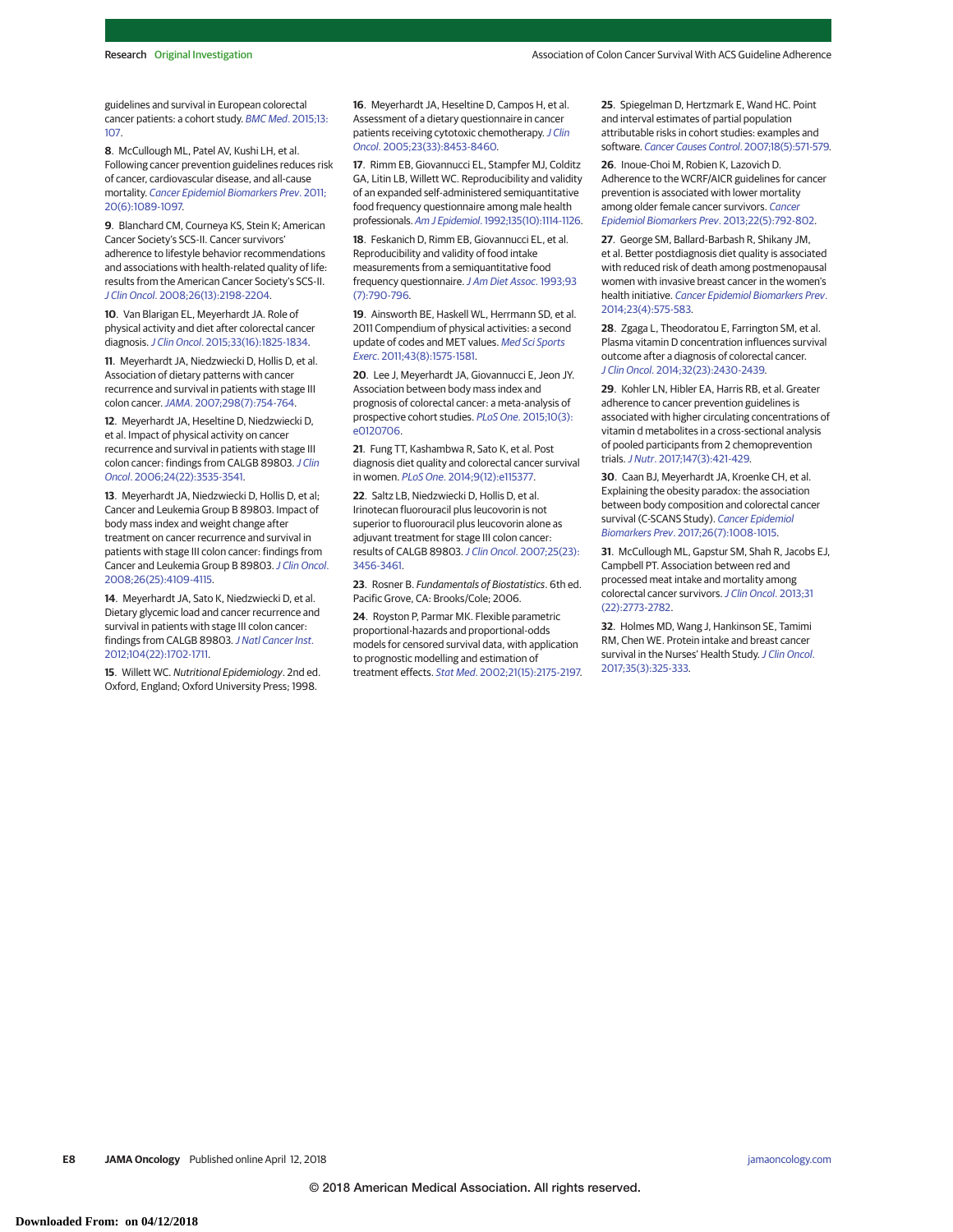guidelines and survival in European colorectal cancer patients: a cohort study. *BMC Med*. 2015;13:107.

**8**. McCullough ML, Patel AV, Kushi LH, et al. Following cancer prevention guidelines reduces risk of cancer, cardiovascular disease, and all-cause mortality. *Cancer Epidemiol Biomarkers Prev*. 2011;20(6):1089-1097.

**9**. Blanchard CM, Courneya KS, Stein K; American Cancer Society's SCS-II. Cancer survivors' adherence to lifestyle behavior recommendations and associations with health-related quality of life: results from the American Cancer Society's SCS-II. *J Clin Oncol*. 2008;26(13):2198-2204.

**10**. Van Blarigan EL, Meyerhardt JA. Role of physical activity and diet after colorectal cancer diagnosis. *J Clin Oncol*. 2015;33(16):1825-1834.

**11**. Meyerhardt JA, Niedzwiecki D, Hollis D, et al. Association of dietary patterns with cancer recurrence and survival in patients with stage III colon cancer. *JAMA*. 2007;298(7):754-764.

**12**. Meyerhardt JA, Heseltine D, Niedzwiecki D, et al. Impact of physical activity on cancer recurrence and survival in patients with stage III colon cancer: findings from CALGB 89803. *J Clin Oncol*. 2006;24(22):3535-3541.

**13**. Meyerhardt JA, Niedzwiecki D, Hollis D, et al; Cancer and Leukemia Group B 89803. Impact of body mass index and weight change after treatment on cancer recurrence and survival in patients with stage III colon cancer: findings from Cancer and Leukemia Group B 89803. *J Clin Oncol*. 2008;26(25):4109-4115.

**14**. Meyerhardt JA, Sato K, Niedzwiecki D, et al. Dietary glycemic load and cancer recurrence and survival in patients with stage III colon cancer: findings from CALGB 89803. *J Natl Cancer Inst*. 2012;104(22):1702-1711.

**15**. Willett WC. *Nutritional Epidemiology*. 2nd ed. Oxford, England; Oxford University Press; 1998.

**16**. Meyerhardt JA, Heseltine D, Campos H, et al. Assessment of a dietary questionnaire in cancer patients receiving cytotoxic chemotherapy. *J Clin Oncol*. 2005;23(33):8453-8460.

**17**. Rimm EB, Giovannucci EL, Stampfer MJ, Colditz GA, Litin LB, Willett WC. Reproducibility and validity of an expanded self-administered semiquantitative food frequency questionnaire among male health professionals. *Am J Epidemiol*. 1992;135(10):1114-1126.

**18**. Feskanich D, Rimm EB, Giovannucci EL, et al. Reproducibility and validity of food intake measurements from a semiquantitative food frequency questionnaire. *J Am Diet Assoc*. 1993;93(7):790-796.

**19**. Ainsworth BE, Haskell WL, Herrmann SD, et al. 2011 Compendium of physical activities: a second update of codes and MET values. *Med Sci Sports Exerc*. 2011;43(8):1575-1581.

**20**. Lee J, Meyerhardt JA, Giovannucci E, Jeon JY. Association between body mass index and prognosis of colorectal cancer: a meta-analysis of prospective cohort studies. *PLoS One*. 2015;10(3):e0120706.

**21**. Fung TT, Kashambwa R, Sato K, et al. Post diagnosis diet quality and colorectal cancer survival in women. *PLoS One*. 2014;9(12):e115377.

**22**. Saltz LB, Niedzwiecki D, Hollis D, et al. Irinotecan fluorouracil plus leucovorin is not superior to fluorouracil plus leucovorin alone as adjuvant treatment for stage III colon cancer: results of CALGB 89803. *J Clin Oncol*. 2007;25(23):3456-3461.

**23**. Rosner B. *Fundamentals of Biostatistics*. 6th ed. Pacific Grove, CA: Brooks/Cole; 2006.

**24**. Royston P, Parmar MK. Flexible parametric proportional-hazards and proportional-odds models for censored survival data, with application to prognostic modelling and estimation of treatment effects. *Stat Med*. 2002;21(15):2175-2197.

**25**. Spiegelman D, Hertzmark E, Wand HC. Point and interval estimates of partial population attributable risks in cohort studies: examples and software. *Cancer Causes Control*. 2007;18(5):571-579.

**26**. Inoue-Choi M, Robien K, Lazovich D. Adherence to the WCRF/AICR guidelines for cancer prevention is associated with lower mortality among older female cancer survivors. *Cancer Epidemiol Biomarkers Prev*. 2013;22(5):792-802.

**27**. George SM, Ballard-Barbash R, Shikany JM, et al. Better postdiagnosis diet quality is associated with reduced risk of death among postmenopausal women with invasive breast cancer in the women's health initiative. *Cancer Epidemiol Biomarkers Prev*. 2014;23(4):575-583.

**28**. Zgaga L, Theodoratou E, Farrington SM, et al. Plasma vitamin D concentration influences survival outcome after a diagnosis of colorectal cancer. *J Clin Oncol*. 2014;32(23):2430-2439.

**29**. Kohler LN, Hibler EA, Harris RB, et al. Greater adherence to cancer prevention guidelines is associated with higher circulating concentrations of vitamin d metabolites in a cross-sectional analysis of pooled participants from 2 chemoprevention trials. *J Nutr*. 2017;147(3):421-429.

**30**. Caan BJ, Meyerhardt JA, Kroenke CH, et al. Explaining the obesity paradox: the association between body composition and colorectal cancer survival (C-SCANS Study). *Cancer Epidemiol Biomarkers Prev*. 2017;26(7):1008-1015.

**31**. McCullough ML, Gapstur SM, Shah R, Jacobs EJ, Campbell PT. Association between red and processed meat intake and mortality among colorectal cancer survivors. *J Clin Oncol*. 2013;31(22):2773-2782.

**32**. Holmes MD, Wang J, Hankinson SE, Tamimi RM, Chen WE. Protein intake and breast cancer survival in the Nurses' Health Study. *J Clin Oncol*. 2017;35(3):325-333.